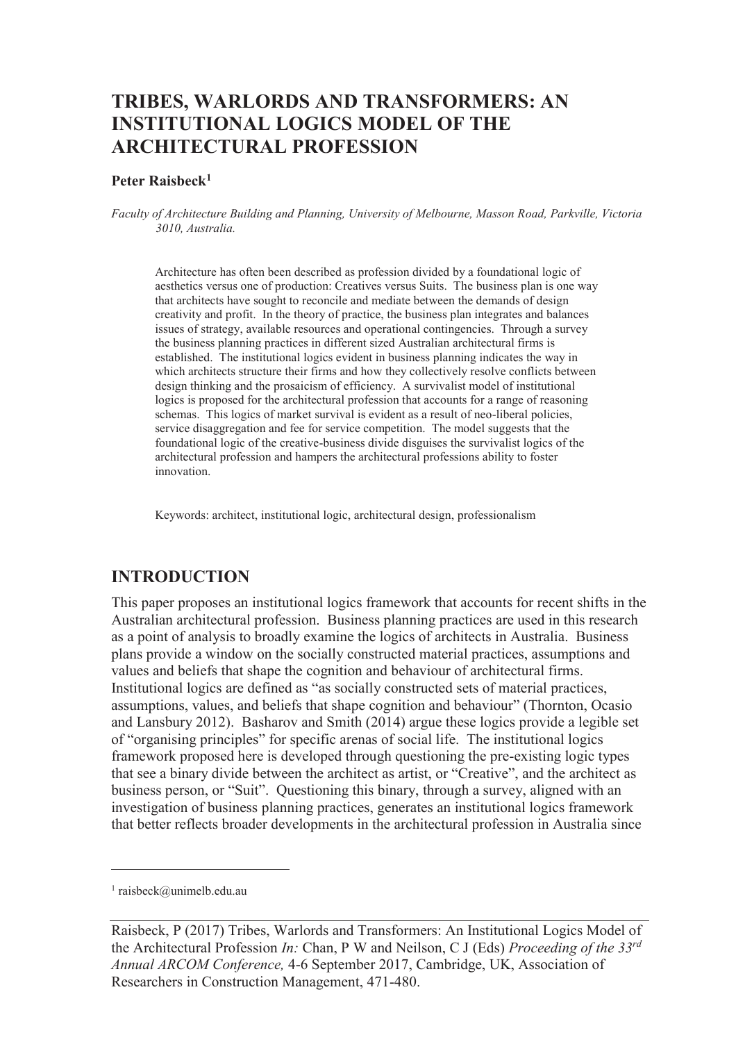# TRIBES, WARLORDS AND TRANSFORMERS: AN INSTITUTIONAL LOGICS MODEL OF THE ARCHITECTURAL PROFESSION

**Peter Raisbeck[1]**

*Faculty of Architecture Building and Planning, University of Melbourne, Masson Road, Parkville, Victoria 3010, Australia.*

Architecture has often been described as profession divided by a foundational logic of aesthetics versus one of production: Creatives versus Suits. The business plan is one way that architects have sought to reconcile and mediate between the demands of design creativity and profit. In the theory of practice, the business plan integrates and balances issues of strategy, available resources and operational contingencies. Through a survey the business planning practices in different sized Australian architectural firms is established. The institutional logics evident in business planning indicates the way in which architects structure their firms and how they collectively resolve conflicts between design thinking and the prosaicism of efficiency. A survivalist model of institutional logics is proposed for the architectural profession that accounts for a range of reasoning schemas. This logics of market survival is evident as a result of neo-liberal policies, service disaggregation and fee for service competition. The model suggests that the foundational logic of the creative-business divide disguises the survivalist logics of the architectural profession and hampers the architectural professions ability to foster innovation.

Keywords: architect, institutional logic, architectural design, professionalism

## INTRODUCTION

This paper proposes an institutional logics framework that accounts for recent shifts in the Australian architectural profession. Business planning practices are used in this research as a point of analysis to broadly examine the logics of architects in Australia. Business plans provide a window on the socially constructed material practices, assumptions and values and beliefs that shape the cognition and behaviour of architectural firms. Institutional logics are defined as "as socially constructed sets of material practices, assumptions, values, and beliefs that shape cognition and behaviour" (Thornton, Ocasio and Lansbury 2012). Basharov and Smith (2014) argue these logics provide a legible set of "organising principles" for specific arenas of social life. The institutional logics framework proposed here is developed through questioning the pre-existing logic types that see a binary divide between the architect as artist, or "Creative", and the architect as business person, or "Suit". Questioning this binary, through a survey, aligned with an investigation of business planning practices, generates an institutional logics framework that better reflects broader developments in the architectural profession in Australia since

[1] raisbeck@unimelb.edu.au

Raisbeck, P (2017) Tribes, Warlords and Transformers: An Institutional Logics Model of the Architectural Profession *In:* Chan, P W and Neilson, C J (Eds) *Proceeding of the 33rd Annual ARCOM Conference,* 4-6 September 2017, Cambridge, UK, Association of Researchers in Construction Management, 471-480.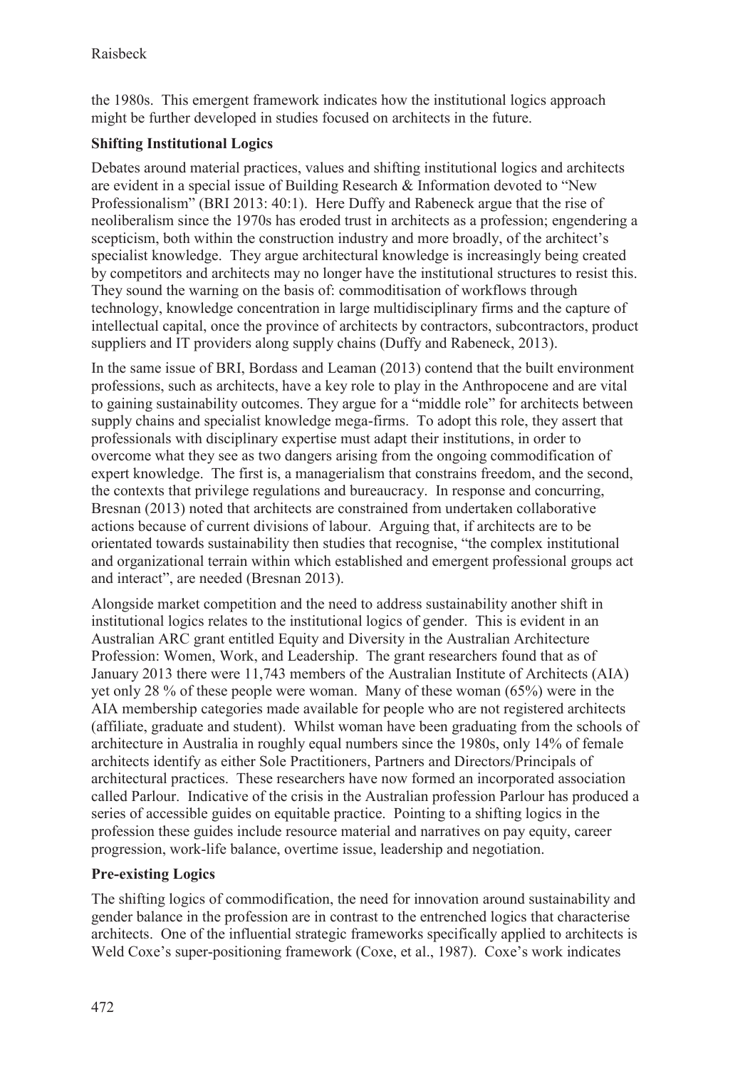the 1980s. This emergent framework indicates how the institutional logics approach might be further developed in studies focused on architects in the future.

**Shifting Institutional Logics**

Debates around material practices, values and shifting institutional logics and architects are evident in a special issue of Building Research & Information devoted to "New Professionalism" (BRI 2013: 40:1). Here Duffy and Rabeneck argue that the rise of neoliberalism since the 1970s has eroded trust in architects as a profession; engendering a scepticism, both within the construction industry and more broadly, of the architect's specialist knowledge. They argue architectural knowledge is increasingly being created by competitors and architects may no longer have the institutional structures to resist this. They sound the warning on the basis of: commoditisation of workflows through technology, knowledge concentration in large multidisciplinary firms and the capture of intellectual capital, once the province of architects by contractors, subcontractors, product suppliers and IT providers along supply chains (Duffy and Rabeneck, 2013).

In the same issue of BRI, Bordass and Leaman (2013) contend that the built environment professions, such as architects, have a key role to play in the Anthropocene and are vital to gaining sustainability outcomes. They argue for a "middle role" for architects between supply chains and specialist knowledge mega-firms. To adopt this role, they assert that professionals with disciplinary expertise must adapt their institutions, in order to overcome what they see as two dangers arising from the ongoing commodification of expert knowledge. The first is, a managerialism that constrains freedom, and the second, the contexts that privilege regulations and bureaucracy. In response and concurring, Bresnan (2013) noted that architects are constrained from undertaken collaborative actions because of current divisions of labour. Arguing that, if architects are to be orientated towards sustainability then studies that recognise, "the complex institutional and organizational terrain within which established and emergent professional groups act and interact", are needed (Bresnan 2013).

Alongside market competition and the need to address sustainability another shift in institutional logics relates to the institutional logics of gender. This is evident in an Australian ARC grant entitled Equity and Diversity in the Australian Architecture Profession: Women, Work, and Leadership. The grant researchers found that as of January 2013 there were 11,743 members of the Australian Institute of Architects (AIA) yet only 28 % of these people were woman. Many of these woman (65%) were in the AIA membership categories made available for people who are not registered architects (affiliate, graduate and student). Whilst woman have been graduating from the schools of architecture in Australia in roughly equal numbers since the 1980s, only 14% of female architects identify as either Sole Practitioners, Partners and Directors/Principals of architectural practices. These researchers have now formed an incorporated association called Parlour. Indicative of the crisis in the Australian profession Parlour has produced a series of accessible guides on equitable practice. Pointing to a shifting logics in the profession these guides include resource material and narratives on pay equity, career progression, work-life balance, overtime issue, leadership and negotiation.

**Pre-existing Logics**

The shifting logics of commodification, the need for innovation around sustainability and gender balance in the profession are in contrast to the entrenched logics that characterise architects. One of the influential strategic frameworks specifically applied to architects is Weld Coxe's super-positioning framework (Coxe, et al., 1987). Coxe's work indicates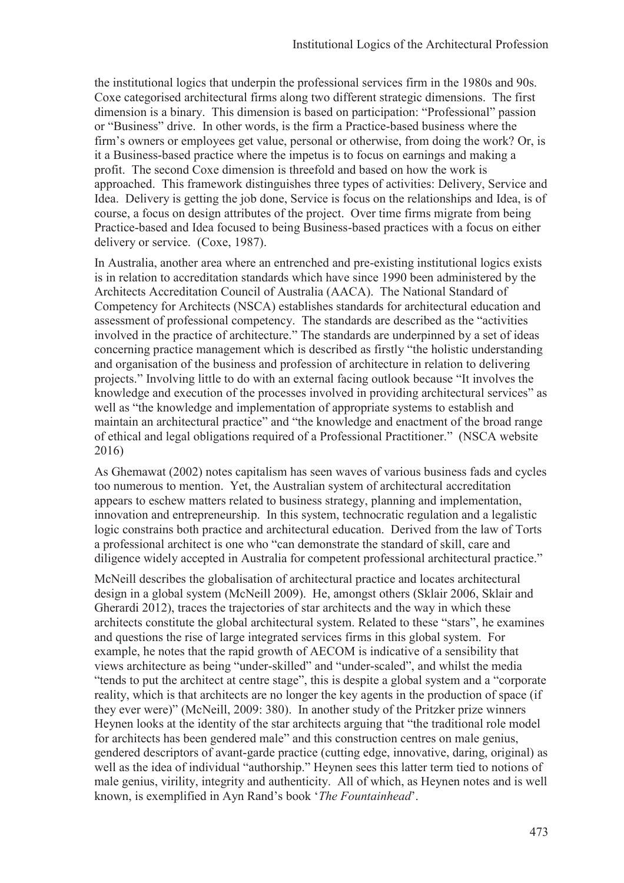the institutional logics that underpin the professional services firm in the 1980s and 90s. Coxe categorised architectural firms along two different strategic dimensions. The first dimension is a binary. This dimension is based on participation: "Professional" passion or "Business" drive. In other words, is the firm a Practice-based business where the firm's owners or employees get value, personal or otherwise, from doing the work? Or, is it a Business-based practice where the impetus is to focus on earnings and making a profit. The second Coxe dimension is threefold and based on how the work is approached. This framework distinguishes three types of activities: Delivery, Service and Idea. Delivery is getting the job done, Service is focus on the relationships and Idea, is of course, a focus on design attributes of the project. Over time firms migrate from being Practice-based and Idea focused to being Business-based practices with a focus on either delivery or service. (Coxe, 1987).

In Australia, another area where an entrenched and pre-existing institutional logics exists is in relation to accreditation standards which have since 1990 been administered by the Architects Accreditation Council of Australia (AACA). The National Standard of Competency for Architects (NSCA) establishes standards for architectural education and assessment of professional competency. The standards are described as the "activities involved in the practice of architecture." The standards are underpinned by a set of ideas concerning practice management which is described as firstly "the holistic understanding and organisation of the business and profession of architecture in relation to delivering projects." Involving little to do with an external facing outlook because "It involves the knowledge and execution of the processes involved in providing architectural services" as well as "the knowledge and implementation of appropriate systems to establish and maintain an architectural practice" and "the knowledge and enactment of the broad range of ethical and legal obligations required of a Professional Practitioner." (NSCA website 2016)

As Ghemawat (2002) notes capitalism has seen waves of various business fads and cycles too numerous to mention. Yet, the Australian system of architectural accreditation appears to eschew matters related to business strategy, planning and implementation, innovation and entrepreneurship. In this system, technocratic regulation and a legalistic logic constrains both practice and architectural education. Derived from the law of Torts a professional architect is one who "can demonstrate the standard of skill, care and diligence widely accepted in Australia for competent professional architectural practice."

McNeill describes the globalisation of architectural practice and locates architectural design in a global system (McNeill 2009). He, amongst others (Sklair 2006, Sklair and Gherardi 2012), traces the trajectories of star architects and the way in which these architects constitute the global architectural system. Related to these "stars", he examines and questions the rise of large integrated services firms in this global system. For example, he notes that the rapid growth of AECOM is indicative of a sensibility that views architecture as being "under-skilled" and "under-scaled", and whilst the media "tends to put the architect at centre stage", this is despite a global system and a "corporate reality, which is that architects are no longer the key agents in the production of space (if they ever were)" (McNeill, 2009: 380). In another study of the Pritzker prize winners Heynen looks at the identity of the star architects arguing that "the traditional role model for architects has been gendered male" and this construction centres on male genius, gendered descriptors of avant-garde practice (cutting edge, innovative, daring, original) as well as the idea of individual "authorship." Heynen sees this latter term tied to notions of male genius, virility, integrity and authenticity. All of which, as Heynen notes and is well known, is exemplified in Ayn Rand's book '*The Fountainhead*'.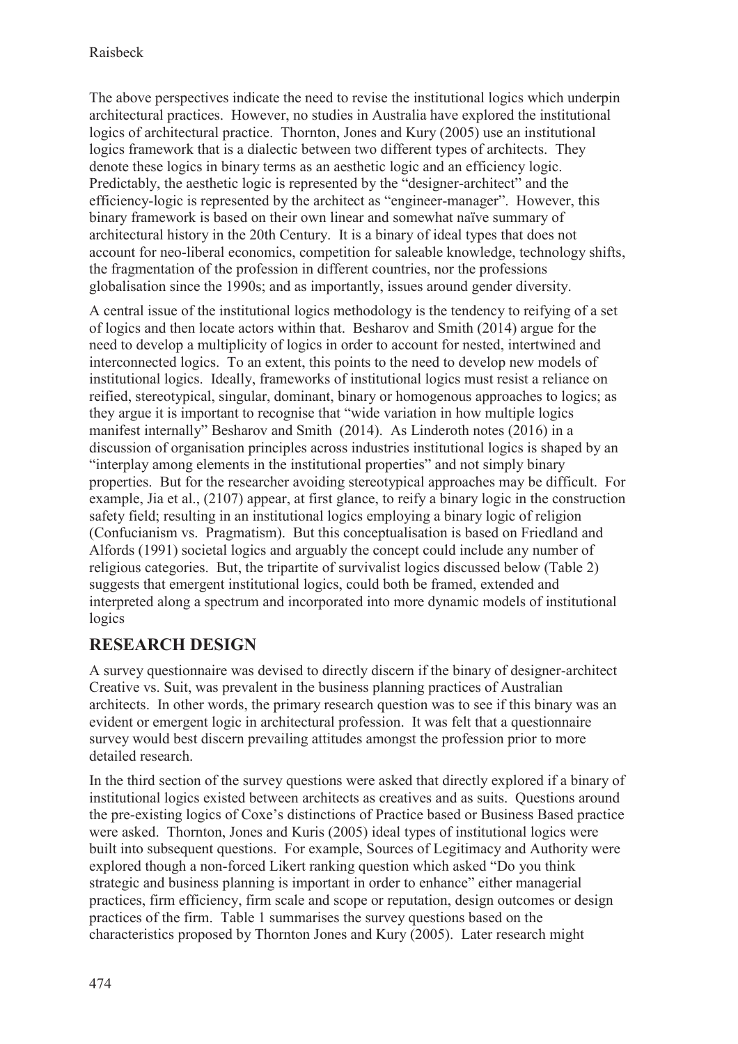The above perspectives indicate the need to revise the institutional logics which underpin architectural practices. However, no studies in Australia have explored the institutional logics of architectural practice. Thornton, Jones and Kury (2005) use an institutional logics framework that is a dialectic between two different types of architects. They denote these logics in binary terms as an aesthetic logic and an efficiency logic. Predictably, the aesthetic logic is represented by the "designer-architect" and the efficiency-logic is represented by the architect as "engineer-manager". However, this binary framework is based on their own linear and somewhat naïve summary of architectural history in the 20th Century. It is a binary of ideal types that does not account for neo-liberal economics, competition for saleable knowledge, technology shifts, the fragmentation of the profession in different countries, nor the professions globalisation since the 1990s; and as importantly, issues around gender diversity.

A central issue of the institutional logics methodology is the tendency to reifying of a set of logics and then locate actors within that. Besharov and Smith (2014) argue for the need to develop a multiplicity of logics in order to account for nested, intertwined and interconnected logics. To an extent, this points to the need to develop new models of institutional logics. Ideally, frameworks of institutional logics must resist a reliance on reified, stereotypical, singular, dominant, binary or homogenous approaches to logics; as they argue it is important to recognise that "wide variation in how multiple logics manifest internally" Besharov and Smith (2014). As Linderoth notes (2016) in a discussion of organisation principles across industries institutional logics is shaped by an "interplay among elements in the institutional properties" and not simply binary properties. But for the researcher avoiding stereotypical approaches may be difficult. For example, Jia et al., (2107) appear, at first glance, to reify a binary logic in the construction safety field; resulting in an institutional logics employing a binary logic of religion (Confucianism vs. Pragmatism). But this conceptualisation is based on Friedland and Alfords (1991) societal logics and arguably the concept could include any number of religious categories. But, the tripartite of survivalist logics discussed below (Table 2) suggests that emergent institutional logics, could both be framed, extended and interpreted along a spectrum and incorporated into more dynamic models of institutional logics

## RESEARCH DESIGN

A survey questionnaire was devised to directly discern if the binary of designer-architect Creative vs. Suit, was prevalent in the business planning practices of Australian architects. In other words, the primary research question was to see if this binary was an evident or emergent logic in architectural profession. It was felt that a questionnaire survey would best discern prevailing attitudes amongst the profession prior to more detailed research.

In the third section of the survey questions were asked that directly explored if a binary of institutional logics existed between architects as creatives and as suits. Questions around the pre-existing logics of Coxe's distinctions of Practice based or Business Based practice were asked. Thornton, Jones and Kuris (2005) ideal types of institutional logics were built into subsequent questions. For example, Sources of Legitimacy and Authority were explored though a non-forced Likert ranking question which asked "Do you think strategic and business planning is important in order to enhance" either managerial practices, firm efficiency, firm scale and scope or reputation, design outcomes or design practices of the firm. Table 1 summarises the survey questions based on the characteristics proposed by Thornton Jones and Kury (2005). Later research might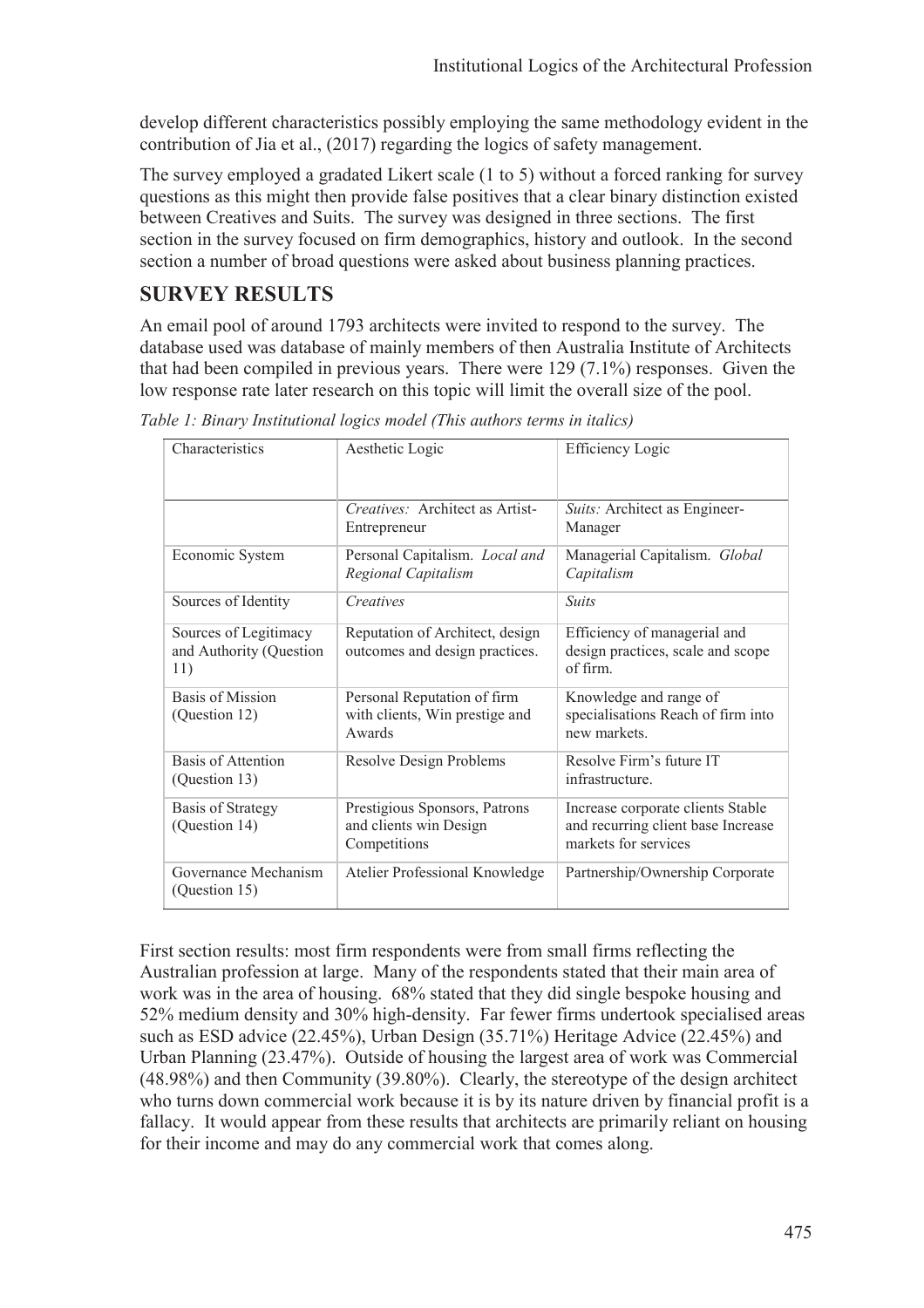develop different characteristics possibly employing the same methodology evident in the contribution of Jia et al., (2017) regarding the logics of safety management.

The survey employed a gradated Likert scale (1 to 5) without a forced ranking for survey questions as this might then provide false positives that a clear binary distinction existed between Creatives and Suits. The survey was designed in three sections. The first section in the survey focused on firm demographics, history and outlook. In the second section a number of broad questions were asked about business planning practices.

## SURVEY RESULTS

An email pool of around 1793 architects were invited to respond to the survey. The database used was database of mainly members of then Australia Institute of Architects that had been compiled in previous years. There were 129 (7.1%) responses. Given the low response rate later research on this topic will limit the overall size of the pool.

*Table 1: Binary Institutional logics model (This authors terms in italics)*

| Characteristics | Aesthetic Logic | Efficiency Logic |
|---|---|---|
| | *Creatives:* Architect as Artist-Entrepreneur | *Suits:* Architect as Engineer-Manager |
| Economic System | Personal Capitalism. *Local and Regional Capitalism* | Managerial Capitalism. *Global Capitalism* |
| Sources of Identity | *Creatives* | *Suits* |
| Sources of Legitimacy and Authority (Question 11) | Reputation of Architect, design outcomes and design practices. | Efficiency of managerial and design practices, scale and scope of firm. |
| Basis of Mission (Question 12) | Personal Reputation of firm with clients, Win prestige and Awards | Knowledge and range of specialisations Reach of firm into new markets. |
| Basis of Attention (Question 13) | Resolve Design Problems | Resolve Firm's future IT infrastructure. |
| Basis of Strategy (Question 14) | Prestigious Sponsors, Patrons and clients win Design Competitions | Increase corporate clients Stable and recurring client base Increase markets for services |
| Governance Mechanism (Question 15) | Atelier Professional Knowledge | Partnership/Ownership Corporate |

First section results: most firm respondents were from small firms reflecting the Australian profession at large. Many of the respondents stated that their main area of work was in the area of housing. 68% stated that they did single bespoke housing and 52% medium density and 30% high-density. Far fewer firms undertook specialised areas such as ESD advice (22.45%), Urban Design (35.71%) Heritage Advice (22.45%) and Urban Planning (23.47%). Outside of housing the largest area of work was Commercial (48.98%) and then Community (39.80%). Clearly, the stereotype of the design architect who turns down commercial work because it is by its nature driven by financial profit is a fallacy. It would appear from these results that architects are primarily reliant on housing for their income and may do any commercial work that comes along.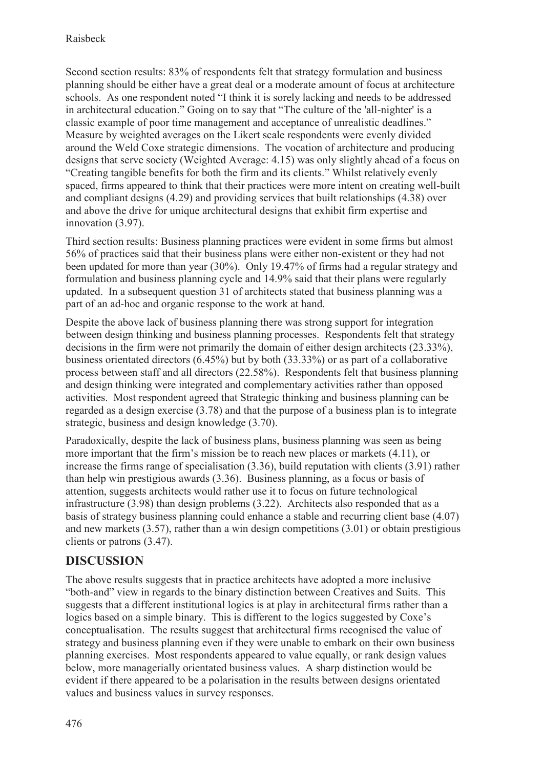Second section results: 83% of respondents felt that strategy formulation and business planning should be either have a great deal or a moderate amount of focus at architecture schools. As one respondent noted "I think it is sorely lacking and needs to be addressed in architectural education." Going on to say that "The culture of the 'all-nighter' is a classic example of poor time management and acceptance of unrealistic deadlines." Measure by weighted averages on the Likert scale respondents were evenly divided around the Weld Coxe strategic dimensions. The vocation of architecture and producing designs that serve society (Weighted Average: 4.15) was only slightly ahead of a focus on "Creating tangible benefits for both the firm and its clients." Whilst relatively evenly spaced, firms appeared to think that their practices were more intent on creating well-built and compliant designs (4.29) and providing services that built relationships (4.38) over and above the drive for unique architectural designs that exhibit firm expertise and innovation (3.97).

Third section results: Business planning practices were evident in some firms but almost 56% of practices said that their business plans were either non-existent or they had not been updated for more than year (30%). Only 19.47% of firms had a regular strategy and formulation and business planning cycle and 14.9% said that their plans were regularly updated. In a subsequent question 31 of architects stated that business planning was a part of an ad-hoc and organic response to the work at hand.

Despite the above lack of business planning there was strong support for integration between design thinking and business planning processes. Respondents felt that strategy decisions in the firm were not primarily the domain of either design architects (23.33%), business orientated directors (6.45%) but by both (33.33%) or as part of a collaborative process between staff and all directors (22.58%). Respondents felt that business planning and design thinking were integrated and complementary activities rather than opposed activities. Most respondent agreed that Strategic thinking and business planning can be regarded as a design exercise (3.78) and that the purpose of a business plan is to integrate strategic, business and design knowledge (3.70).

Paradoxically, despite the lack of business plans, business planning was seen as being more important that the firm's mission be to reach new places or markets (4.11), or increase the firms range of specialisation (3.36), build reputation with clients (3.91) rather than help win prestigious awards (3.36). Business planning, as a focus or basis of attention, suggests architects would rather use it to focus on future technological infrastructure (3.98) than design problems (3.22). Architects also responded that as a basis of strategy business planning could enhance a stable and recurring client base (4.07) and new markets (3.57), rather than a win design competitions (3.01) or obtain prestigious clients or patrons (3.47).

## DISCUSSION

The above results suggests that in practice architects have adopted a more inclusive "both-and" view in regards to the binary distinction between Creatives and Suits. This suggests that a different institutional logics is at play in architectural firms rather than a logics based on a simple binary. This is different to the logics suggested by Coxe's conceptualisation. The results suggest that architectural firms recognised the value of strategy and business planning even if they were unable to embark on their own business planning exercises. Most respondents appeared to value equally, or rank design values below, more managerially orientated business values. A sharp distinction would be evident if there appeared to be a polarisation in the results between designs orientated values and business values in survey responses.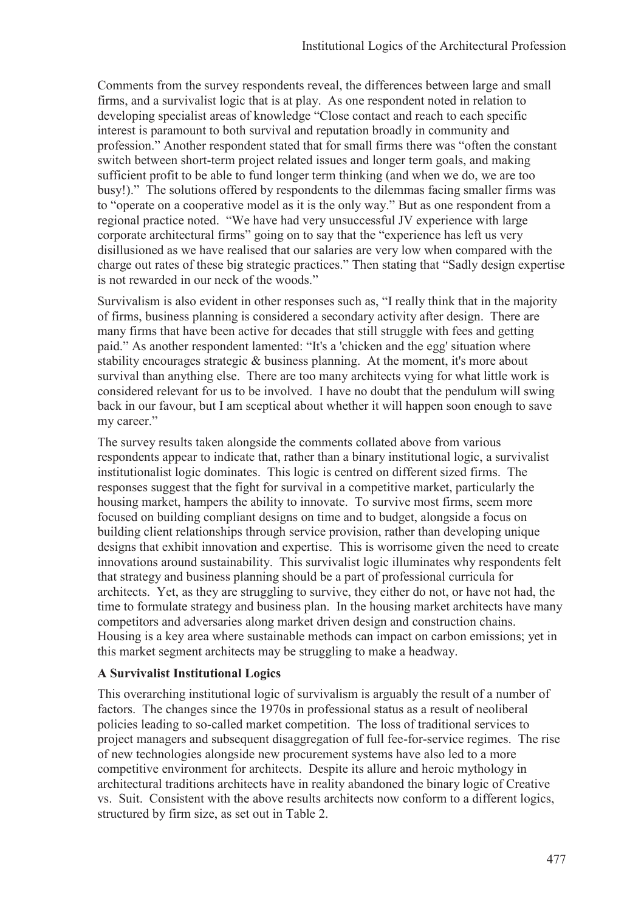Comments from the survey respondents reveal, the differences between large and small firms, and a survivalist logic that is at play. As one respondent noted in relation to developing specialist areas of knowledge "Close contact and reach to each specific interest is paramount to both survival and reputation broadly in community and profession." Another respondent stated that for small firms there was "often the constant switch between short-term project related issues and longer term goals, and making sufficient profit to be able to fund longer term thinking (and when we do, we are too busy!)." The solutions offered by respondents to the dilemmas facing smaller firms was to "operate on a cooperative model as it is the only way." But as one respondent from a regional practice noted. "We have had very unsuccessful JV experience with large corporate architectural firms" going on to say that the "experience has left us very disillusioned as we have realised that our salaries are very low when compared with the charge out rates of these big strategic practices." Then stating that "Sadly design expertise is not rewarded in our neck of the woods."

Survivalism is also evident in other responses such as, "I really think that in the majority of firms, business planning is considered a secondary activity after design. There are many firms that have been active for decades that still struggle with fees and getting paid." As another respondent lamented: "It's a 'chicken and the egg' situation where stability encourages strategic & business planning. At the moment, it's more about survival than anything else. There are too many architects vying for what little work is considered relevant for us to be involved. I have no doubt that the pendulum will swing back in our favour, but I am sceptical about whether it will happen soon enough to save my career."

The survey results taken alongside the comments collated above from various respondents appear to indicate that, rather than a binary institutional logic, a survivalist institutionalist logic dominates. This logic is centred on different sized firms. The responses suggest that the fight for survival in a competitive market, particularly the housing market, hampers the ability to innovate. To survive most firms, seem more focused on building compliant designs on time and to budget, alongside a focus on building client relationships through service provision, rather than developing unique designs that exhibit innovation and expertise. This is worrisome given the need to create innovations around sustainability. This survivalist logic illuminates why respondents felt that strategy and business planning should be a part of professional curricula for architects. Yet, as they are struggling to survive, they either do not, or have not had, the time to formulate strategy and business plan. In the housing market architects have many competitors and adversaries along market driven design and construction chains. Housing is a key area where sustainable methods can impact on carbon emissions; yet in this market segment architects may be struggling to make a headway.

### A Survivalist Institutional Logics

This overarching institutional logic of survivalism is arguably the result of a number of factors. The changes since the 1970s in professional status as a result of neoliberal policies leading to so-called market competition. The loss of traditional services to project managers and subsequent disaggregation of full fee-for-service regimes. The rise of new technologies alongside new procurement systems have also led to a more competitive environment for architects. Despite its allure and heroic mythology in architectural traditions architects have in reality abandoned the binary logic of Creative vs. Suit. Consistent with the above results architects now conform to a different logics, structured by firm size, as set out in Table 2.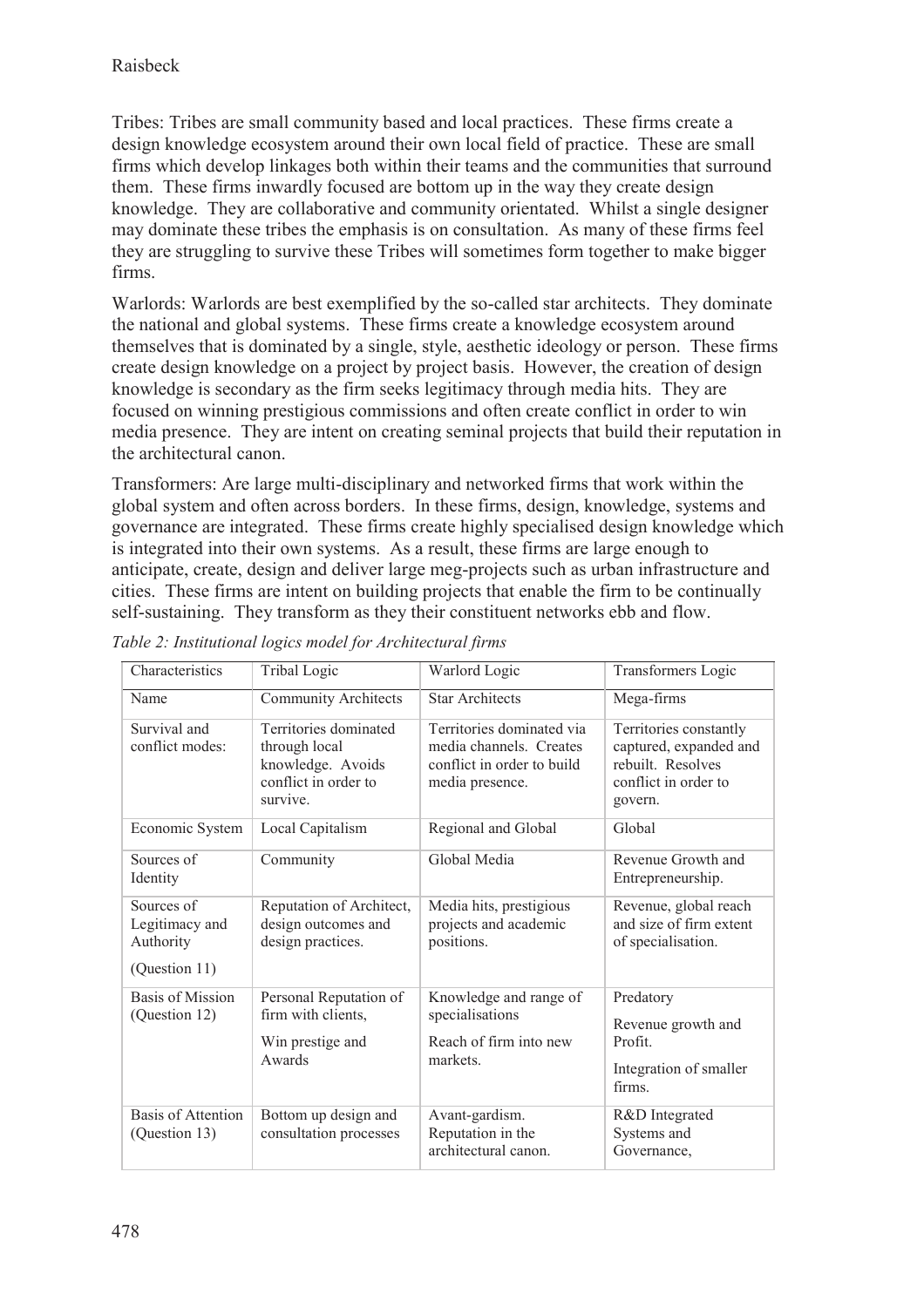Tribes: Tribes are small community based and local practices. These firms create a design knowledge ecosystem around their own local field of practice. These are small firms which develop linkages both within their teams and the communities that surround them. These firms inwardly focused are bottom up in the way they create design knowledge. They are collaborative and community orientated. Whilst a single designer may dominate these tribes the emphasis is on consultation. As many of these firms feel they are struggling to survive these Tribes will sometimes form together to make bigger firms.

Warlords: Warlords are best exemplified by the so-called star architects. They dominate the national and global systems. These firms create a knowledge ecosystem around themselves that is dominated by a single, style, aesthetic ideology or person. These firms create design knowledge on a project by project basis. However, the creation of design knowledge is secondary as the firm seeks legitimacy through media hits. They are focused on winning prestigious commissions and often create conflict in order to win media presence. They are intent on creating seminal projects that build their reputation in the architectural canon.

Transformers: Are large multi-disciplinary and networked firms that work within the global system and often across borders. In these firms, design, knowledge, systems and governance are integrated. These firms create highly specialised design knowledge which is integrated into their own systems. As a result, these firms are large enough to anticipate, create, design and deliver large meg-projects such as urban infrastructure and cities. These firms are intent on building projects that enable the firm to be continually self-sustaining. They transform as they their constituent networks ebb and flow.

*Table 2: Institutional logics model for Architectural firms*

| Characteristics | Tribal Logic | Warlord Logic | Transformers Logic |
|---|---|---|---|
| Name | Community Architects | Star Architects | Mega-firms |
| Survival and conflict modes: | Territories dominated through local knowledge. Avoids conflict in order to survive. | Territories dominated via media channels. Creates conflict in order to build media presence. | Territories constantly captured, expanded and rebuilt. Resolves conflict in order to govern. |
| Economic System | Local Capitalism | Regional and Global | Global |
| Sources of Identity | Community | Global Media | Revenue Growth and Entrepreneurship. |
| Sources of Legitimacy and Authority (Question 11) | Reputation of Architect, design outcomes and design practices. | Media hits, prestigious projects and academic positions. | Revenue, global reach and size of firm extent of specialisation. |
| Basis of Mission (Question 12) | Personal Reputation of firm with clients, Win prestige and Awards | Knowledge and range of specialisations Reach of firm into new markets. | Predatory Revenue growth and Profit. Integration of smaller firms. |
| Basis of Attention (Question 13) | Bottom up design and consultation processes | Avant-gardism. Reputation in the architectural canon. | R&D Integrated Systems and Governance, |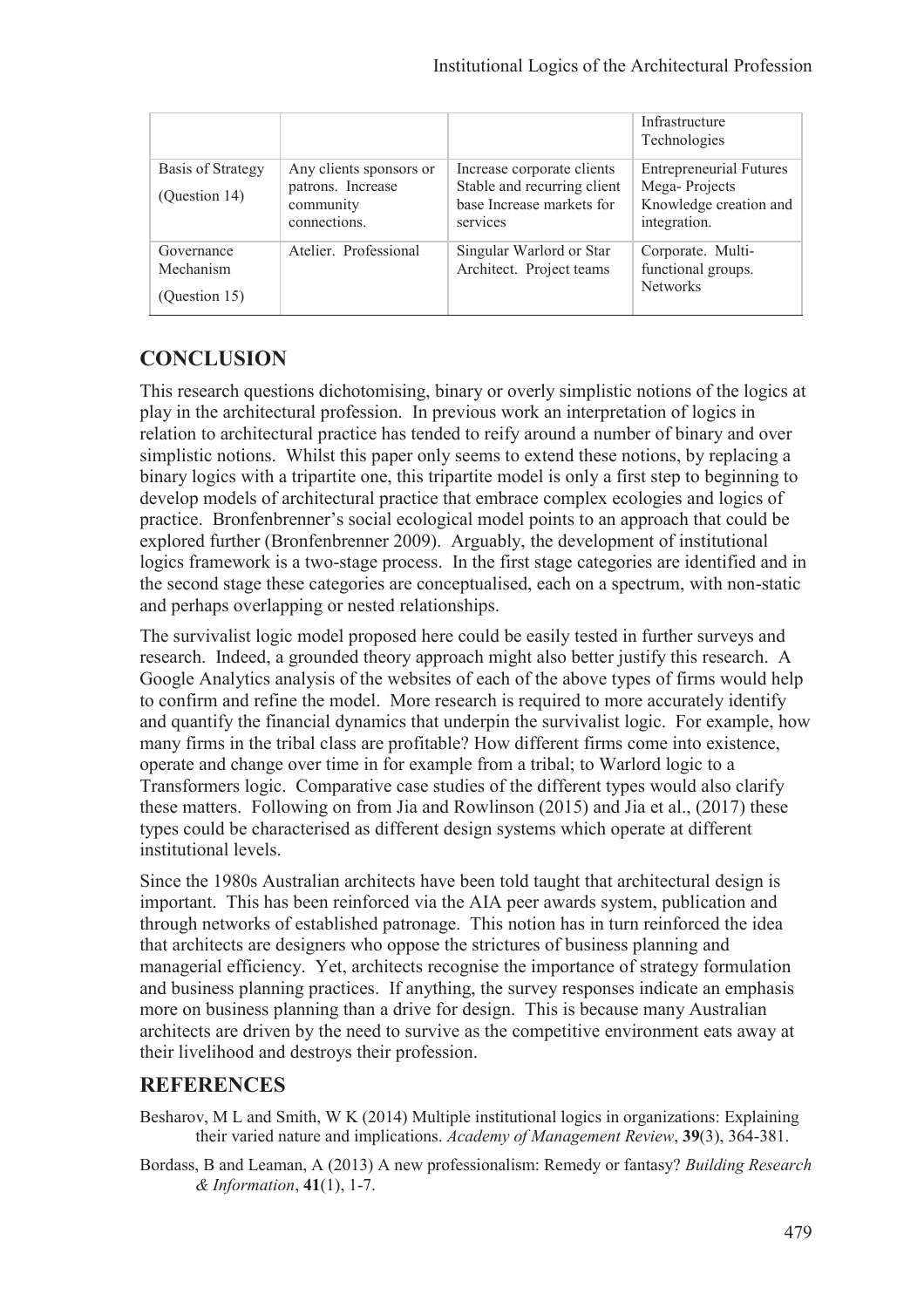| | | | Infrastructure Technologies |
|---|---|---|---|
| Basis of Strategy (Question 14) | Any clients sponsors or patrons. Increase community connections. | Increase corporate clients Stable and recurring client base Increase markets for services | Entrepreneurial Futures Mega- Projects Knowledge creation and integration. |
| Governance Mechanism (Question 15) | Atelier. Professional | Singular Warlord or Star Architect. Project teams | Corporate. Multi-functional groups. Networks |

## CONCLUSION

This research questions dichotomising, binary or overly simplistic notions of the logics at play in the architectural profession. In previous work an interpretation of logics in relation to architectural practice has tended to reify around a number of binary and over simplistic notions. Whilst this paper only seems to extend these notions, by replacing a binary logics with a tripartite one, this tripartite model is only a first step to beginning to develop models of architectural practice that embrace complex ecologies and logics of practice. Bronfenbrenner's social ecological model points to an approach that could be explored further (Bronfenbrenner 2009). Arguably, the development of institutional logics framework is a two-stage process. In the first stage categories are identified and in the second stage these categories are conceptualised, each on a spectrum, with non-static and perhaps overlapping or nested relationships.

The survivalist logic model proposed here could be easily tested in further surveys and research. Indeed, a grounded theory approach might also better justify this research. A Google Analytics analysis of the websites of each of the above types of firms would help to confirm and refine the model. More research is required to more accurately identify and quantify the financial dynamics that underpin the survivalist logic. For example, how many firms in the tribal class are profitable? How different firms come into existence, operate and change over time in for example from a tribal; to Warlord logic to a Transformers logic. Comparative case studies of the different types would also clarify these matters. Following on from Jia and Rowlinson (2015) and Jia et al., (2017) these types could be characterised as different design systems which operate at different institutional levels.

Since the 1980s Australian architects have been told taught that architectural design is important. This has been reinforced via the AIA peer awards system, publication and through networks of established patronage. This notion has in turn reinforced the idea that architects are designers who oppose the strictures of business planning and managerial efficiency. Yet, architects recognise the importance of strategy formulation and business planning practices. If anything, the survey responses indicate an emphasis more on business planning than a drive for design. This is because many Australian architects are driven by the need to survive as the competitive environment eats away at their livelihood and destroys their profession.

## REFERENCES

Besharov, M L and Smith, W K (2014) Multiple institutional logics in organizations: Explaining their varied nature and implications. *Academy of Management Review*, **39**(3), 364-381.

Bordass, B and Leaman, A (2013) A new professionalism: Remedy or fantasy? *Building Research & Information*, **41**(1), 1-7.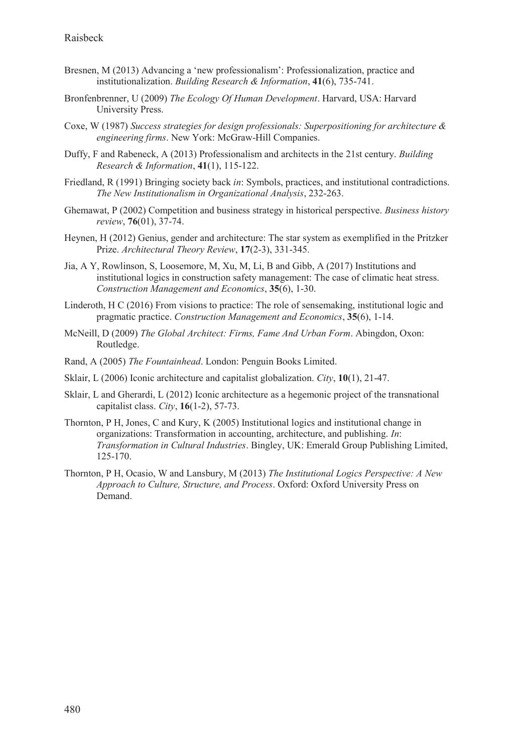Bresnen, M (2013) Advancing a 'new professionalism': Professionalization, practice and institutionalization. *Building Research & Information*, **41**(6), 735-741.

Bronfenbrenner, U (2009) *The Ecology Of Human Development*. Harvard, USA: Harvard University Press.

Coxe, W (1987) *Success strategies for design professionals: Superpositioning for architecture & engineering firms*. New York: McGraw-Hill Companies.

Duffy, F and Rabeneck, A (2013) Professionalism and architects in the 21st century. *Building Research & Information*, **41**(1), 115-122.

Friedland, R (1991) Bringing society back *in*: Symbols, practices, and institutional contradictions. *The New Institutionalism in Organizational Analysis*, 232-263.

Ghemawat, P (2002) Competition and business strategy in historical perspective. *Business history review*, **76**(01), 37-74.

Heynen, H (2012) Genius, gender and architecture: The star system as exemplified in the Pritzker Prize. *Architectural Theory Review*, **17**(2-3), 331-345.

Jia, A Y, Rowlinson, S, Loosemore, M, Xu, M, Li, B and Gibb, A (2017) Institutions and institutional logics in construction safety management: The case of climatic heat stress. *Construction Management and Economics*, **35**(6), 1-30.

Linderoth, H C (2016) From visions to practice: The role of sensemaking, institutional logic and pragmatic practice. *Construction Management and Economics*, **35**(6), 1-14.

McNeill, D (2009) *The Global Architect: Firms, Fame And Urban Form*. Abingdon, Oxon: Routledge.

Rand, A (2005) *The Fountainhead*. London: Penguin Books Limited.

Sklair, L (2006) Iconic architecture and capitalist globalization. *City*, **10**(1), 21-47.

Sklair, L and Gherardi, L (2012) Iconic architecture as a hegemonic project of the transnational capitalist class. *City*, **16**(1-2), 57-73.

Thornton, P H, Jones, C and Kury, K (2005) Institutional logics and institutional change in organizations: Transformation in accounting, architecture, and publishing. *In*: *Transformation in Cultural Industries*. Bingley, UK: Emerald Group Publishing Limited, 125-170.

Thornton, P H, Ocasio, W and Lansbury, M (2013) *The Institutional Logics Perspective: A New Approach to Culture, Structure, and Process*. Oxford: Oxford University Press on Demand.